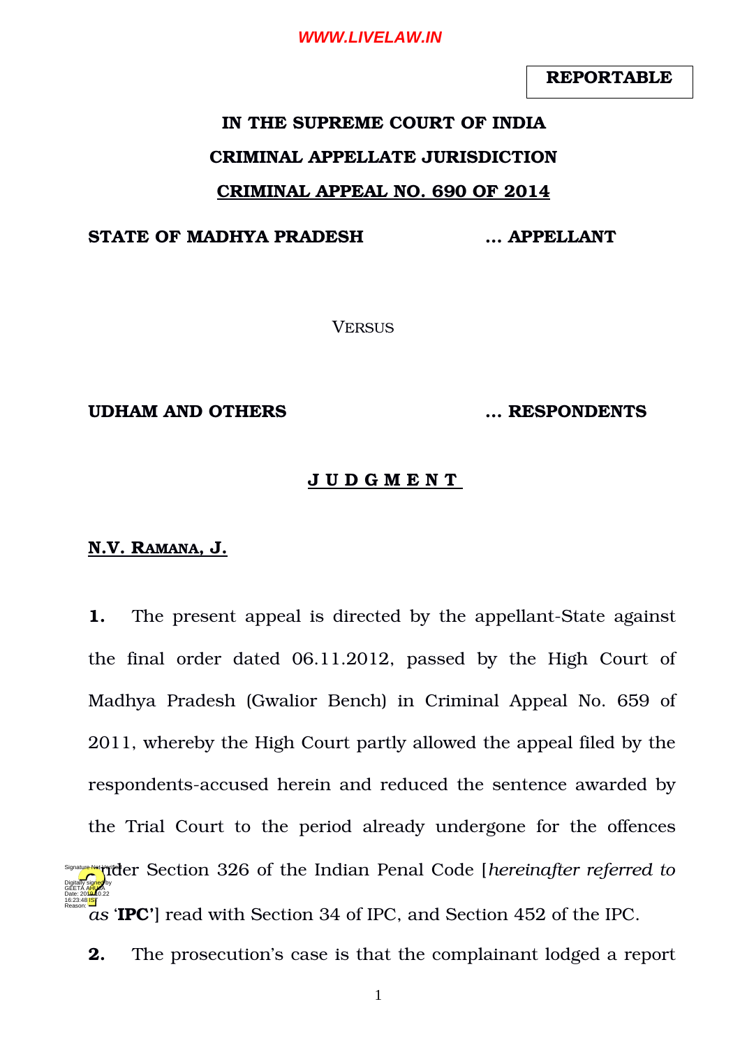**REPORTABLE**

# IN THE SUPREME COURT OF INDIA

## CRIMINAL APPELLATE JURISDICTION

## CRIMINAL APPEAL NO. 690 OF 2014

**STATE OF MADHYA PRADESH** ... **APPELLANT**

VERSUS

**UDHAM AND OTHERS** ... **RESPONDENTS**

## J U D G M E N T

**N.V. RAMANA, J.**

**1.** The present appeal is directed by the appellant-State against the final order dated 06.11.2012, passed by the High Court of Madhya Pradesh (Gwalior Bench) in Criminal Appeal No. 659 of 2011, whereby the High Court partly allowed the appeal filed by the respondents-accused herein and reduced the sentence awarded by the Trial Court to the period already undergone for the offences under Section 326 of the Indian Penal Code [*hereinafter referred to as* '**IPC**'] read with Section 34 of IPC, and Section 452 of the IPC.

**2.** The prosecution's case is that the complainant lodged a report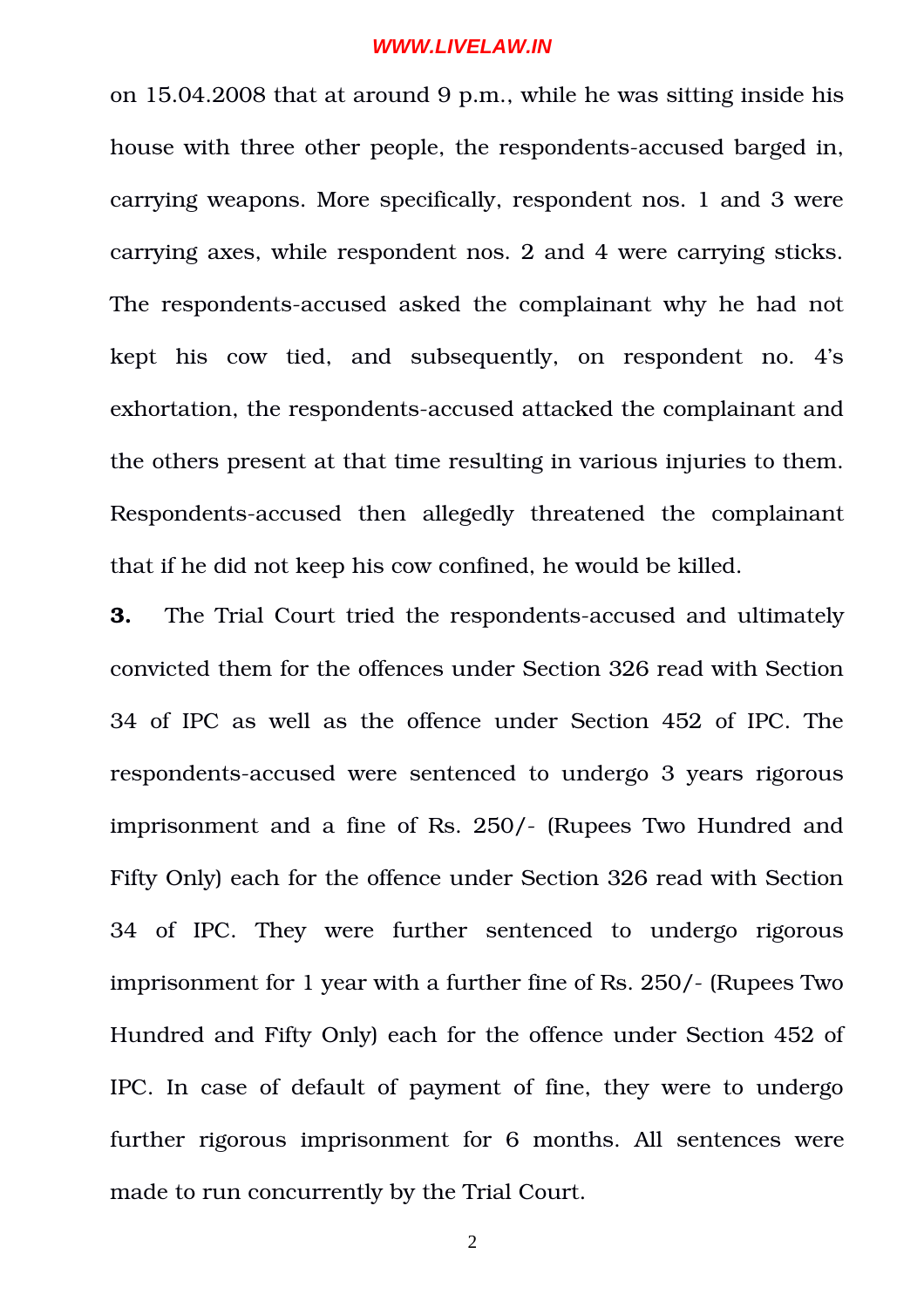on 15.04.2008 that at around 9 p.m., while he was sitting inside his house with three other people, the respondents-accused barged in, carrying weapons. More specifically, respondent nos. 1 and 3 were carrying axes, while respondent nos. 2 and 4 were carrying sticks. The respondents-accused asked the complainant why he had not kept his cow tied, and subsequently, on respondent no. 4's exhortation, the respondents-accused attacked the complainant and the others present at that time resulting in various injuries to them. Respondents-accused then allegedly threatened the complainant that if he did not keep his cow confined, he would be killed.

**3.** The Trial Court tried the respondents-accused and ultimately convicted them for the offences under Section 326 read with Section 34 of IPC as well as the offence under Section 452 of IPC. The respondents-accused were sentenced to undergo 3 years rigorous imprisonment and a fine of Rs. 250/- (Rupees Two Hundred and Fifty Only) each for the offence under Section 326 read with Section 34 of IPC. They were further sentenced to undergo rigorous imprisonment for 1 year with a further fine of Rs. 250/- (Rupees Two Hundred and Fifty Only) each for the offence under Section 452 of IPC. In case of default of payment of fine, they were to undergo further rigorous imprisonment for 6 months. All sentences were made to run concurrently by the Trial Court.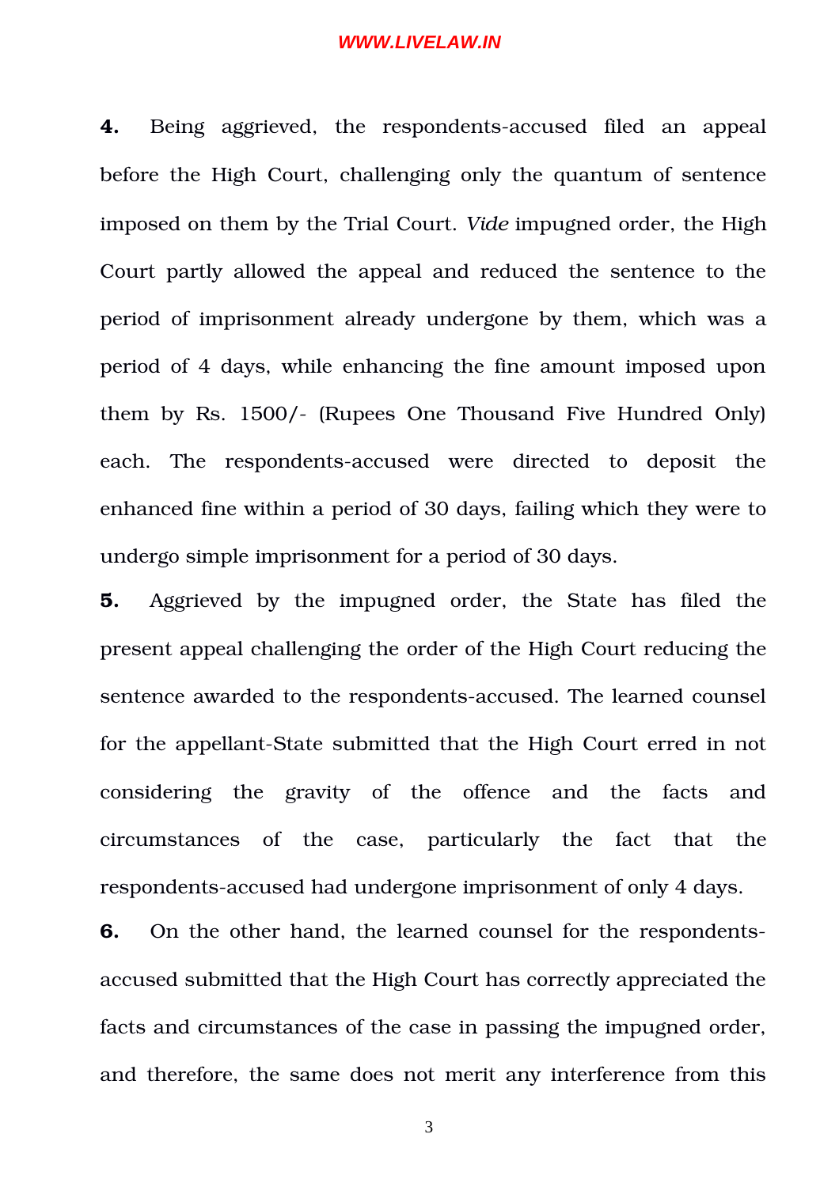**4.** Being aggrieved, the respondents-accused filed an appeal before the High Court, challenging only the quantum of sentence imposed on them by the Trial Court. *Vide* impugned order, the High Court partly allowed the appeal and reduced the sentence to the period of imprisonment already undergone by them, which was a period of 4 days, while enhancing the fine amount imposed upon them by Rs. 1500/- (Rupees One Thousand Five Hundred Only) each. The respondents-accused were directed to deposit the enhanced fine within a period of 30 days, failing which they were to undergo simple imprisonment for a period of 30 days.

**5.** Aggrieved by the impugned order, the State has filed the present appeal challenging the order of the High Court reducing the sentence awarded to the respondents-accused. The learned counsel for the appellant-State submitted that the High Court erred in not considering the gravity of the offence and the facts and circumstances of the case, particularly the fact that the respondents-accused had undergone imprisonment of only 4 days.

**6.** On the other hand, the learned counsel for the respondents-accused submitted that the High Court has correctly appreciated the facts and circumstances of the case in passing the impugned order, and therefore, the same does not merit any interference from this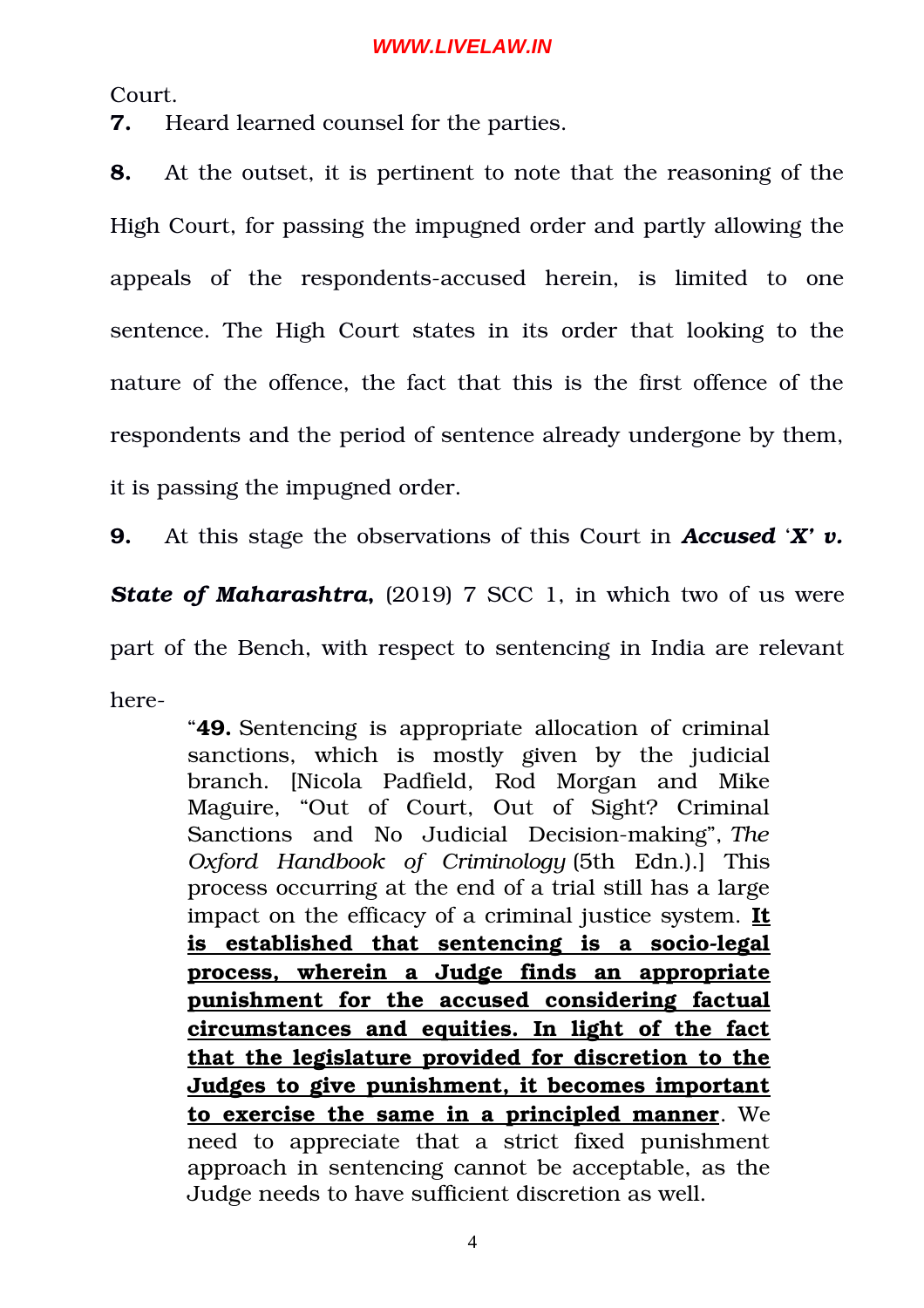Court.

**7.** Heard learned counsel for the parties.

**8.** At the outset, it is pertinent to note that the reasoning of the High Court, for passing the impugned order and partly allowing the appeals of the respondents-accused herein, is limited to one sentence. The High Court states in its order that looking to the nature of the offence, the fact that this is the first offence of the respondents and the period of sentence already undergone by them, it is passing the impugned order.

**9.** At this stage the observations of this Court in ***Accused* '*X*' *v. State of Maharashtra*,** (2019) 7 SCC 1, in which two of us were part of the Bench, with respect to sentencing in India are relevant here-

> "**49.** Sentencing is appropriate allocation of criminal sanctions, which is mostly given by the judicial branch. [Nicola Padfield, Rod Morgan and Mike Maguire, "Out of Court, Out of Sight? Criminal Sanctions and No Judicial Decision-making", *The Oxford Handbook of Criminology* (5th Edn.).] This process occurring at the end of a trial still has a large impact on the efficacy of a criminal justice system. **<u>It is established that sentencing is a socio-legal process, wherein a Judge finds an appropriate punishment for the accused considering factual circumstances and equities. In light of the fact that the legislature provided for discretion to the Judges to give punishment, it becomes important to exercise the same in a principled manner</u>**. We need to appreciate that a strict fixed punishment approach in sentencing cannot be acceptable, as the Judge needs to have sufficient discretion as well.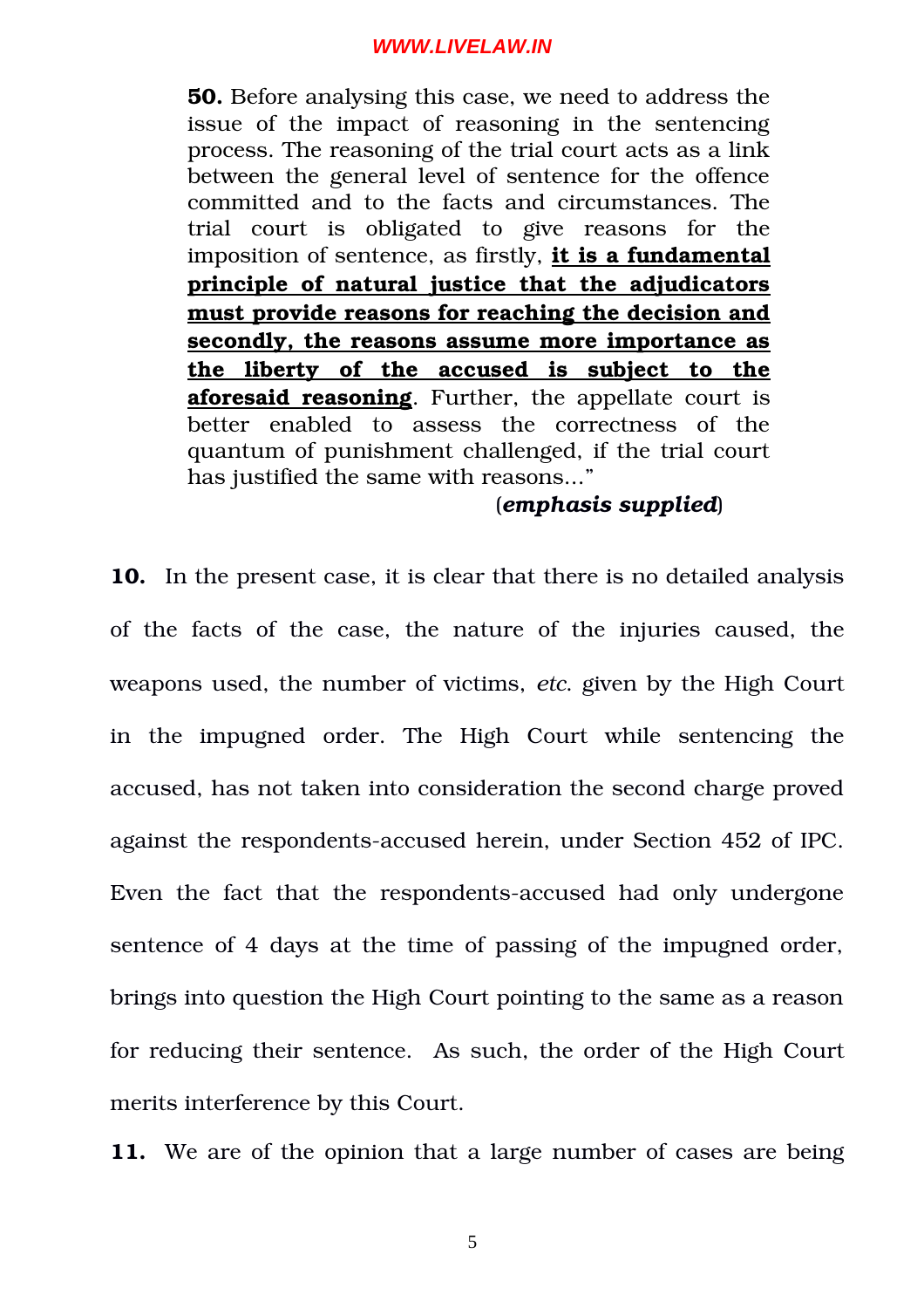> **50.** Before analysing this case, we need to address the issue of the impact of reasoning in the sentencing process. The reasoning of the trial court acts as a link between the general level of sentence for the offence committed and to the facts and circumstances. The trial court is obligated to give reasons for the imposition of sentence, as firstly, **<u>it is a fundamental principle of natural justice that the adjudicators must provide reasons for reaching the decision and secondly, the reasons assume more importance as the liberty of the accused is subject to the aforesaid reasoning</u>**. Further, the appellate court is better enabled to assess the correctness of the quantum of punishment challenged, if the trial court has justified the same with reasons…"
>
> (***emphasis supplied***)

**10.** In the present case, it is clear that there is no detailed analysis of the facts of the case, the nature of the injuries caused, the weapons used, the number of victims, *etc.* given by the High Court in the impugned order. The High Court while sentencing the accused, has not taken into consideration the second charge proved against the respondents-accused herein, under Section 452 of IPC. Even the fact that the respondents-accused had only undergone sentence of 4 days at the time of passing of the impugned order, brings into question the High Court pointing to the same as a reason for reducing their sentence. As such, the order of the High Court merits interference by this Court.

**11.** We are of the opinion that a large number of cases are being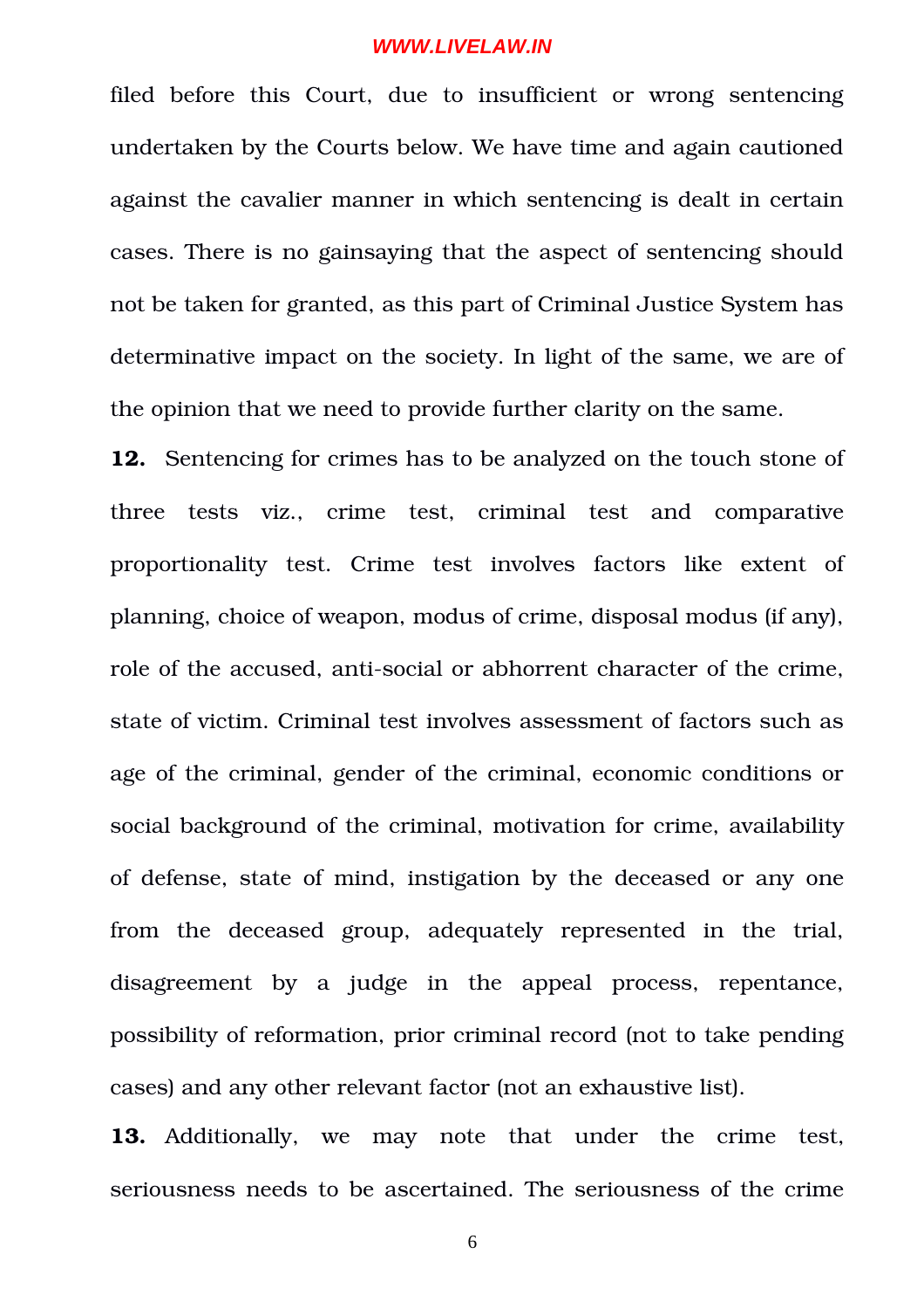filed before this Court, due to insufficient or wrong sentencing undertaken by the Courts below. We have time and again cautioned against the cavalier manner in which sentencing is dealt in certain cases. There is no gainsaying that the aspect of sentencing should not be taken for granted, as this part of Criminal Justice System has determinative impact on the society. In light of the same, we are of the opinion that we need to provide further clarity on the same.

**12.** Sentencing for crimes has to be analyzed on the touch stone of three tests viz., crime test, criminal test and comparative proportionality test. Crime test involves factors like extent of planning, choice of weapon, modus of crime, disposal modus (if any), role of the accused, anti-social or abhorrent character of the crime, state of victim. Criminal test involves assessment of factors such as age of the criminal, gender of the criminal, economic conditions or social background of the criminal, motivation for crime, availability of defense, state of mind, instigation by the deceased or any one from the deceased group, adequately represented in the trial, disagreement by a judge in the appeal process, repentance, possibility of reformation, prior criminal record (not to take pending cases) and any other relevant factor (not an exhaustive list).

**13.** Additionally, we may note that under the crime test, seriousness needs to be ascertained. The seriousness of the crime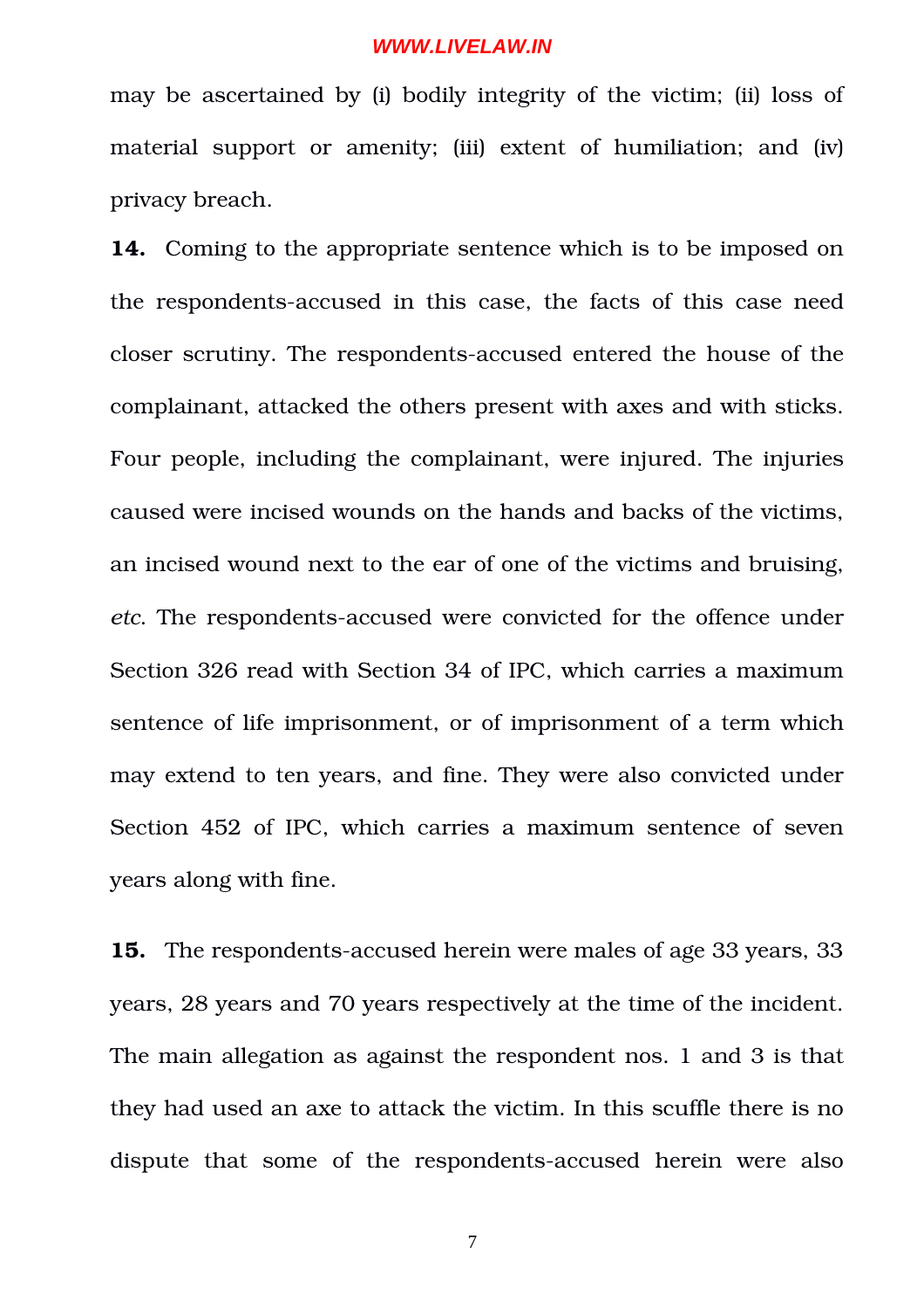may be ascertained by (i) bodily integrity of the victim; (ii) loss of material support or amenity; (iii) extent of humiliation; and (iv) privacy breach.

**14.** Coming to the appropriate sentence which is to be imposed on the respondents-accused in this case, the facts of this case need closer scrutiny. The respondents-accused entered the house of the complainant, attacked the others present with axes and with sticks. Four people, including the complainant, were injured. The injuries caused were incised wounds on the hands and backs of the victims, an incised wound next to the ear of one of the victims and bruising, *etc*. The respondents-accused were convicted for the offence under Section 326 read with Section 34 of IPC, which carries a maximum sentence of life imprisonment, or of imprisonment of a term which may extend to ten years, and fine. They were also convicted under Section 452 of IPC, which carries a maximum sentence of seven years along with fine.

**15.** The respondents-accused herein were males of age 33 years, 33 years, 28 years and 70 years respectively at the time of the incident. The main allegation as against the respondent nos. 1 and 3 is that they had used an axe to attack the victim. In this scuffle there is no dispute that some of the respondents-accused herein were also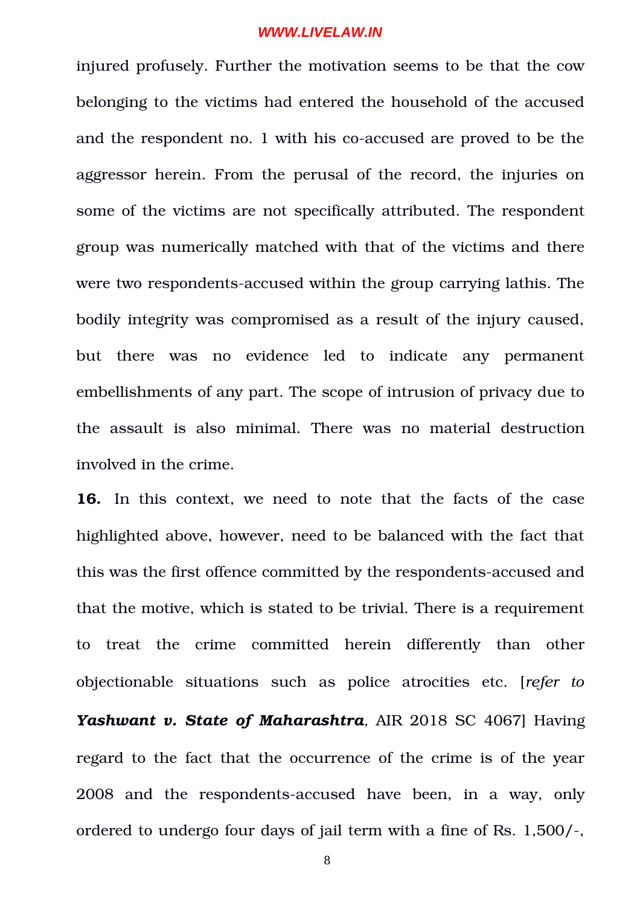injured profusely. Further the motivation seems to be that the cow belonging to the victims had entered the household of the accused and the respondent no. 1 with his co-accused are proved to be the aggressor herein. From the perusal of the record, the injuries on some of the victims are not specifically attributed. The respondent group was numerically matched with that of the victims and there were two respondents-accused within the group carrying lathis. The bodily integrity was compromised as a result of the injury caused, but there was no evidence led to indicate any permanent embellishments of any part. The scope of intrusion of privacy due to the assault is also minimal. There was no material destruction involved in the crime.

**16.** In this context, we need to note that the facts of the case highlighted above, however, need to be balanced with the fact that this was the first offence committed by the respondents-accused and that the motive, which is stated to be trivial. There is a requirement to treat the crime committed herein differently than other objectionable situations such as police atrocities etc. [*refer to* ***Yashwant v. State of Maharashtra***, AIR 2018 SC 4067] Having regard to the fact that the occurrence of the crime is of the year 2008 and the respondents-accused have been, in a way, only ordered to undergo four days of jail term with a fine of Rs. 1,500/-,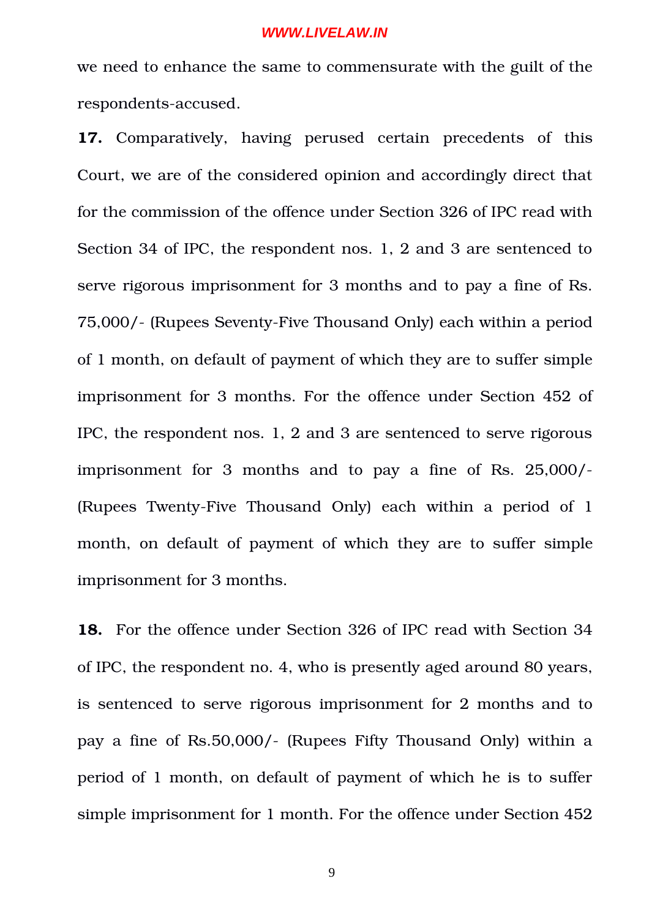we need to enhance the same to commensurate with the guilt of the respondents-accused.

**17.** Comparatively, having perused certain precedents of this Court, we are of the considered opinion and accordingly direct that for the commission of the offence under Section 326 of IPC read with Section 34 of IPC, the respondent nos. 1, 2 and 3 are sentenced to serve rigorous imprisonment for 3 months and to pay a fine of Rs. 75,000/- (Rupees Seventy-Five Thousand Only) each within a period of 1 month, on default of payment of which they are to suffer simple imprisonment for 3 months. For the offence under Section 452 of IPC, the respondent nos. 1, 2 and 3 are sentenced to serve rigorous imprisonment for 3 months and to pay a fine of Rs. 25,000/- (Rupees Twenty-Five Thousand Only) each within a period of 1 month, on default of payment of which they are to suffer simple imprisonment for 3 months.

**18.** For the offence under Section 326 of IPC read with Section 34 of IPC, the respondent no. 4, who is presently aged around 80 years, is sentenced to serve rigorous imprisonment for 2 months and to pay a fine of Rs.50,000/- (Rupees Fifty Thousand Only) within a period of 1 month, on default of payment of which he is to suffer simple imprisonment for 1 month. For the offence under Section 452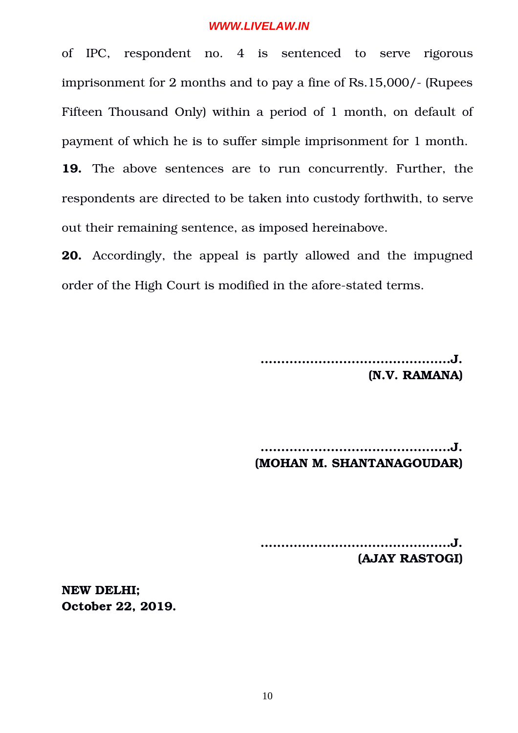of IPC, respondent no. 4 is sentenced to serve rigorous imprisonment for 2 months and to pay a fine of Rs.15,000/- (Rupees Fifteen Thousand Only) within a period of 1 month, on default of payment of which he is to suffer simple imprisonment for 1 month.

**19.** The above sentences are to run concurrently. Further, the respondents are directed to be taken into custody forthwith, to serve out their remaining sentence, as imposed hereinabove.

**20.** Accordingly, the appeal is partly allowed and the impugned order of the High Court is modified in the afore-stated terms.

**..............................................J.**
**(N.V. RAMANA)**

**..............................................J.**
**(MOHAN M. SHANTANAGOUDAR)**

**..............................................J.**
**(AJAY RASTOGI)**

**NEW DELHI;**
**October 22, 2019.**